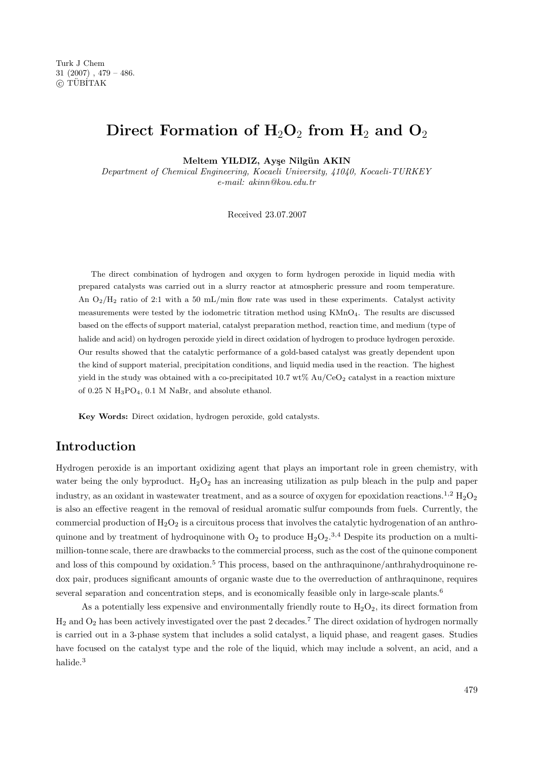# Direct Formation of $H_2O_2$ from $H_2$ and $O_2$

**Meltem YILDIZ, Ayşe Nilgün AKIN**

*Department of Chemical Engineering, Kocaeli University, 41040, Kocaeli-TURKEY*
*e-mail: akinn@kou.edu.tr*

Received 23.07.2007

The direct combination of hydrogen and oxygen to form hydrogen peroxide in liquid media with prepared catalysts was carried out in a slurry reactor at atmospheric pressure and room temperature. An $O_2/H_2$ ratio of 2:1 with a 50 mL/min flow rate was used in these experiments. Catalyst activity measurements were tested by the iodometric titration method using $KMnO_4$. The results are discussed based on the effects of support material, catalyst preparation method, reaction time, and medium (type of halide and acid) on hydrogen peroxide yield in direct oxidation of hydrogen to produce hydrogen peroxide. Our results showed that the catalytic performance of a gold-based catalyst was greatly dependent upon the kind of support material, precipitation conditions, and liquid media used in the reaction. The highest yield in the study was obtained with a co-precipitated 10.7 wt% $Au/CeO_2$ catalyst in a reaction mixture of 0.25 N $H_3PO_4$, 0.1 M NaBr, and absolute ethanol.

**Key Words:** Direct oxidation, hydrogen peroxide, gold catalysts.

## Introduction

Hydrogen peroxide is an important oxidizing agent that plays an important role in green chemistry, with water being the only byproduct. $H_2O_2$ has an increasing utilization as pulp bleach in the pulp and paper industry, as an oxidant in wastewater treatment, and as a source of oxygen for epoxidation reactions.[1,2] $H_2O_2$ is also an effective reagent in the removal of residual aromatic sulfur compounds from fuels. Currently, the commercial production of $H_2O_2$ is a circuitous process that involves the catalytic hydrogenation of an anthroquinone and by treatment of hydroquinone with $O_2$ to produce $H_2O_2$.[3,4] Despite its production on a multi-million-tonne scale, there are drawbacks to the commercial process, such as the cost of the quinone component and loss of this compound by oxidation.[5] This process, based on the anthraquinone/anthrahydroquinone redox pair, produces significant amounts of organic waste due to the overreduction of anthraquinone, requires several separation and concentration steps, and is economically feasible only in large-scale plants.[6]

As a potentially less expensive and environmentally friendly route to $H_2O_2$, its direct formation from $H_2$ and $O_2$ has been actively investigated over the past 2 decades.[7] The direct oxidation of hydrogen normally is carried out in a 3-phase system that includes a solid catalyst, a liquid phase, and reagent gases. Studies have focused on the catalyst type and the role of the liquid, which may include a solvent, an acid, and a halide.[3]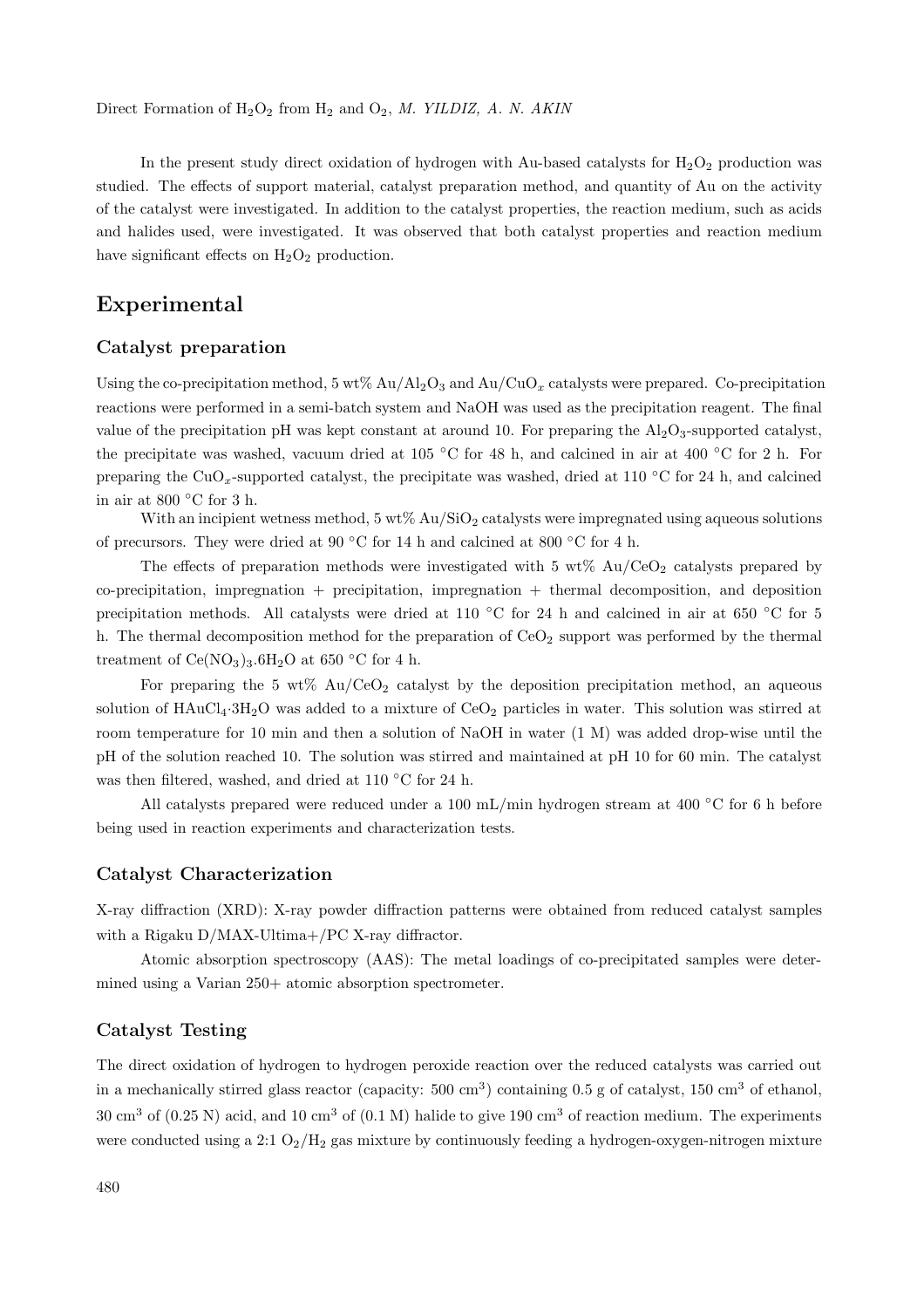In the present study direct oxidation of hydrogen with Au-based catalysts for $H_2O_2$ production was studied. The effects of support material, catalyst preparation method, and quantity of Au on the activity of the catalyst were investigated. In addition to the catalyst properties, the reaction medium, such as acids and halides used, were investigated. It was observed that both catalyst properties and reaction medium have significant effects on $H_2O_2$ production.

## Experimental

### Catalyst preparation

Using the co-precipitation method, 5 wt% $Au/Al_2O_3$ and $Au/CuO_x$ catalysts were prepared. Co-precipitation reactions were performed in a semi-batch system and NaOH was used as the precipitation reagent. The final value of the precipitation pH was kept constant at around 10. For preparing the $Al_2O_3$-supported catalyst, the precipitate was washed, vacuum dried at 105 °C for 48 h, and calcined in air at 400 °C for 2 h. For preparing the $CuO_x$-supported catalyst, the precipitate was washed, dried at 110 °C for 24 h, and calcined in air at 800 °C for 3 h.

With an incipient wetness method, 5 wt% $Au/SiO_2$ catalysts were impregnated using aqueous solutions of precursors. They were dried at 90 °C for 14 h and calcined at 800 °C for 4 h.

The effects of preparation methods were investigated with 5 wt% $Au/CeO_2$ catalysts prepared by co-precipitation, impregnation + precipitation, impregnation + thermal decomposition, and deposition precipitation methods. All catalysts were dried at 110 °C for 24 h and calcined in air at 650 °C for 5 h. The thermal decomposition method for the preparation of $CeO_2$ support was performed by the thermal treatment of $Ce(NO_3)_3.6H_2O$ at 650 °C for 4 h.

For preparing the 5 wt% $Au/CeO_2$ catalyst by the deposition precipitation method, an aqueous solution of $HAuCl_4{\cdot}3H_2O$ was added to a mixture of $CeO_2$ particles in water. This solution was stirred at room temperature for 10 min and then a solution of NaOH in water (1 M) was added drop-wise until the pH of the solution reached 10. The solution was stirred and maintained at pH 10 for 60 min. The catalyst was then filtered, washed, and dried at 110 °C for 24 h.

All catalysts prepared were reduced under a 100 mL/min hydrogen stream at 400 °C for 6 h before being used in reaction experiments and characterization tests.

### Catalyst Characterization

X-ray diffraction (XRD): X-ray powder diffraction patterns were obtained from reduced catalyst samples with a Rigaku D/MAX-Ultima+/PC X-ray diffractor.

Atomic absorption spectroscopy (AAS): The metal loadings of co-precipitated samples were determined using a Varian 250+ atomic absorption spectrometer.

### Catalyst Testing

The direct oxidation of hydrogen to hydrogen peroxide reaction over the reduced catalysts was carried out in a mechanically stirred glass reactor (capacity: 500 $cm^3$) containing 0.5 g of catalyst, 150 $cm^3$ of ethanol, 30 $cm^3$ of (0.25 N) acid, and 10 $cm^3$ of (0.1 M) halide to give 190 $cm^3$ of reaction medium. The experiments were conducted using a 2:1 $O_2/H_2$ gas mixture by continuously feeding a hydrogen-oxygen-nitrogen mixture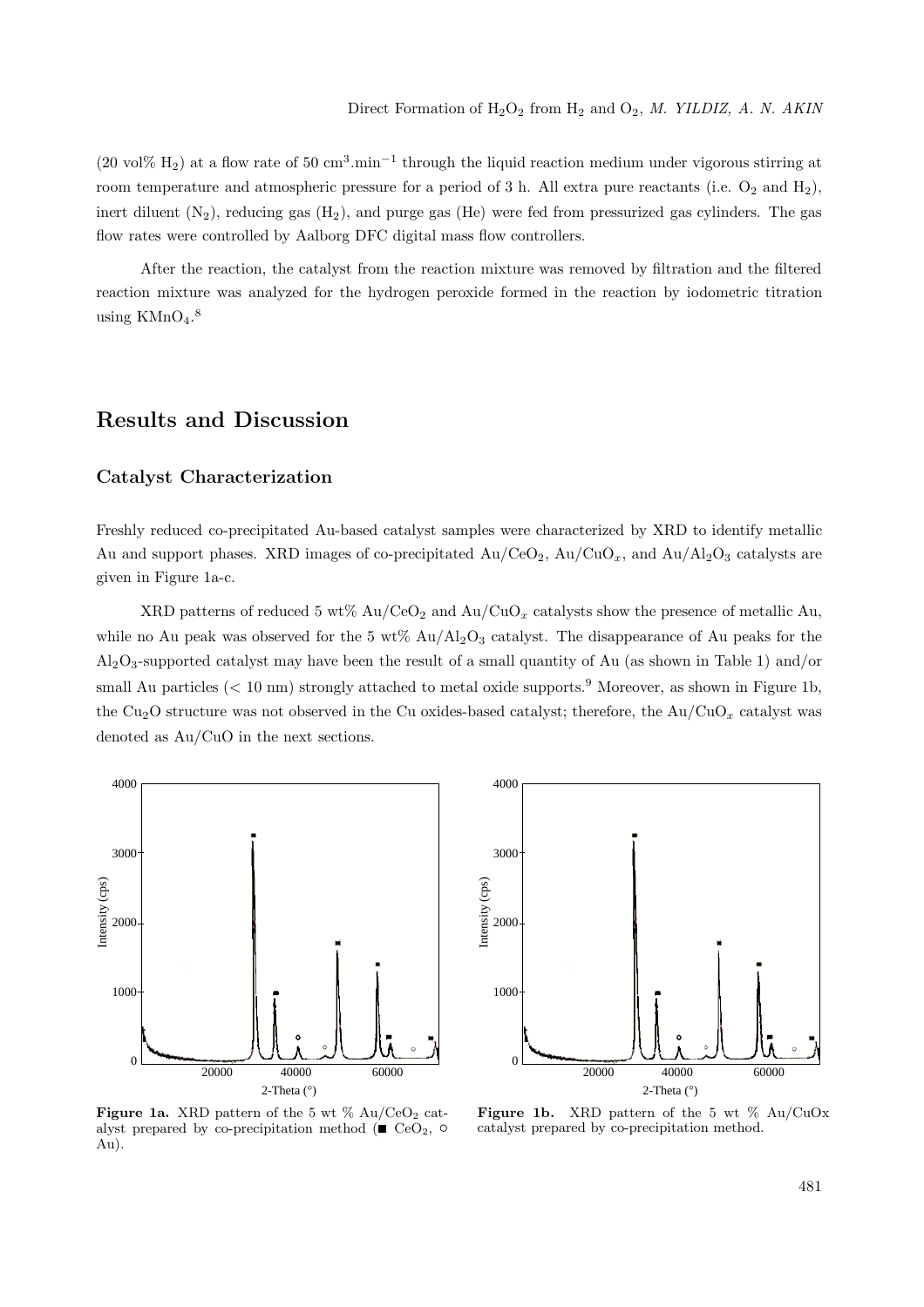(20 vol% $H_2$) at a flow rate of 50 $cm^3.min^{-1}$ through the liquid reaction medium under vigorous stirring at room temperature and atmospheric pressure for a period of 3 h. All extra pure reactants (i.e. $O_2$ and $H_2$), inert diluent ($N_2$), reducing gas ($H_2$), and purge gas (He) were fed from pressurized gas cylinders. The gas flow rates were controlled by Aalborg DFC digital mass flow controllers.

After the reaction, the catalyst from the reaction mixture was removed by filtration and the filtered reaction mixture was analyzed for the hydrogen peroxide formed in the reaction by iodometric titration using $KMnO_4$.[8]

## Results and Discussion

### Catalyst Characterization

Freshly reduced co-precipitated Au-based catalyst samples were characterized by XRD to identify metallic Au and support phases. XRD images of co-precipitated $Au/CeO_2$, $Au/CuO_x$, and $Au/Al_2O_3$ catalysts are given in Figure 1a-c.

XRD patterns of reduced 5 wt% $Au/CeO_2$ and $Au/CuO_x$ catalysts show the presence of metallic Au, while no Au peak was observed for the 5 wt% $Au/Al_2O_3$ catalyst. The disappearance of Au peaks for the $Al_2O_3$-supported catalyst may have been the result of a small quantity of Au (as shown in Table 1) and/or small Au particles (< 10 nm) strongly attached to metal oxide supports.[9] Moreover, as shown in Figure 1b, the $Cu_2O$ structure was not observed in the Cu oxides-based catalyst; therefore, the $Au/CuO_x$ catalyst was denoted as Au/CuO in the next sections.

**Figure 1a.** XRD pattern of the 5 wt % $Au/CeO_2$ catalyst prepared by co-precipitation method (■ $CeO_2$, ○ Au).

**Figure 1b.** XRD pattern of the 5 wt % Au/CuOx catalyst prepared by co-precipitation method.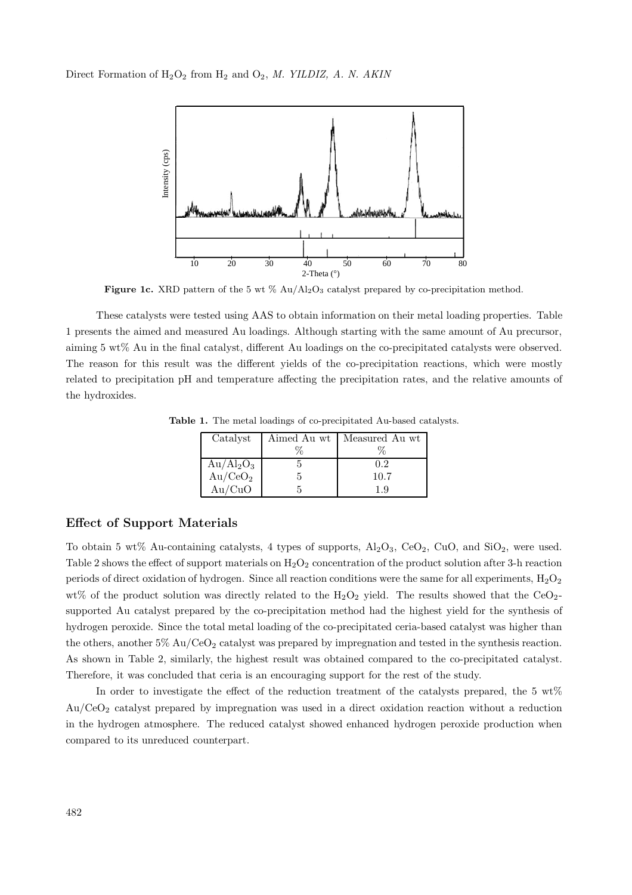Figure 1c. XRD pattern of the 5 wt % $Au/Al_2O_3$ catalyst prepared by co-precipitation method.

These catalysts were tested using AAS to obtain information on their metal loading properties. Table 1 presents the aimed and measured Au loadings. Although starting with the same amount of Au precursor, aiming 5 wt% Au in the final catalyst, different Au loadings on the co-precipitated catalysts were observed. The reason for this result was the different yields of the co-precipitation reactions, which were mostly related to precipitation pH and temperature affecting the precipitation rates, and the relative amounts of the hydroxides.

**Table 1.** The metal loadings of co-precipitated Au-based catalysts.

| Catalyst | Aimed Au wt % | Measured Au wt % |
|---|---|---|
| $Au/Al_2O_3$ | 5 | 0.2 |
| $Au/CeO_2$ | 5 | 10.7 |
| Au/CuO | 5 | 1.9 |

## Effect of Support Materials

To obtain 5 wt% Au-containing catalysts, 4 types of supports, $Al_2O_3$, $CeO_2$, CuO, and $SiO_2$, were used. Table 2 shows the effect of support materials on $H_2O_2$ concentration of the product solution after 3-h reaction periods of direct oxidation of hydrogen. Since all reaction conditions were the same for all experiments, $H_2O_2$ wt% of the product solution was directly related to the $H_2O_2$ yield. The results showed that the $CeO_2$-supported Au catalyst prepared by the co-precipitation method had the highest yield for the synthesis of hydrogen peroxide. Since the total metal loading of the co-precipitated ceria-based catalyst was higher than the others, another 5% $Au/CeO_2$ catalyst was prepared by impregnation and tested in the synthesis reaction. As shown in Table 2, similarly, the highest result was obtained compared to the co-precipitated catalyst. Therefore, it was concluded that ceria is an encouraging support for the rest of the study.

In order to investigate the effect of the reduction treatment of the catalysts prepared, the 5 wt% $Au/CeO_2$ catalyst prepared by impregnation was used in a direct oxidation reaction without a reduction in the hydrogen atmosphere. The reduced catalyst showed enhanced hydrogen peroxide production when compared to its unreduced counterpart.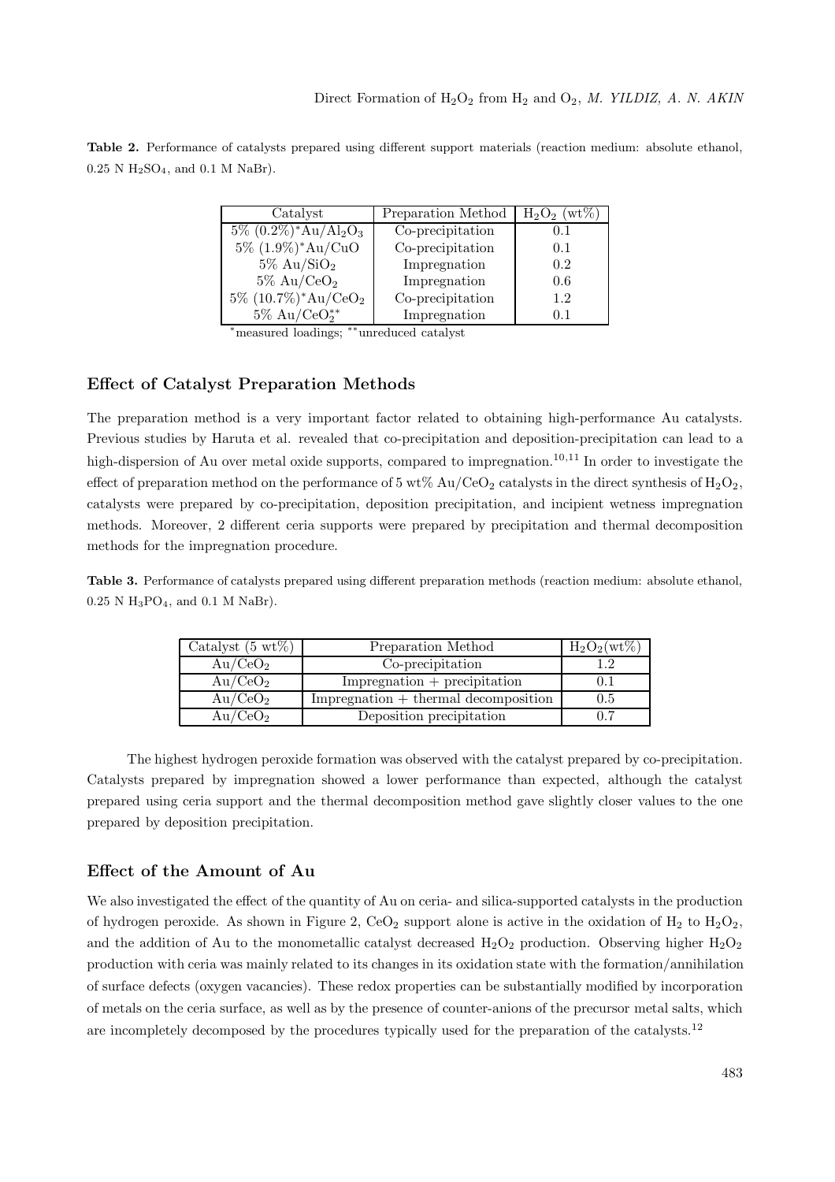**Table 2.** Performance of catalysts prepared using different support materials (reaction medium: absolute ethanol, 0.25 N $H_2SO_4$, and 0.1 M NaBr).

| Catalyst | Preparation Method | $H_2O_2$ (wt%) |
|---|---|---|
| 5% (0.2%)* $Au/Al_2O_3$ | Co-precipitation | 0.1 |
| 5% (1.9%)* Au/CuO | Co-precipitation | 0.1 |
| 5% $Au/SiO_2$ | Impregnation | 0.2 |
| 5% $Au/CeO_2$ | Impregnation | 0.6 |
| 5% (10.7%)* $Au/CeO_2$ | Co-precipitation | 1.2 |
| 5% $Au/CeO_2$** | Impregnation | 0.1 |

*measured loadings; **unreduced catalyst

## Effect of Catalyst Preparation Methods

The preparation method is a very important factor related to obtaining high-performance Au catalysts. Previous studies by Haruta et al. revealed that co-precipitation and deposition-precipitation can lead to a high-dispersion of Au over metal oxide supports, compared to impregnation.[10,11] In order to investigate the effect of preparation method on the performance of 5 wt% $Au/CeO_2$ catalysts in the direct synthesis of $H_2O_2$, catalysts were prepared by co-precipitation, deposition precipitation, and incipient wetness impregnation methods. Moreover, 2 different ceria supports were prepared by precipitation and thermal decomposition methods for the impregnation procedure.

**Table 3.** Performance of catalysts prepared using different preparation methods (reaction medium: absolute ethanol, 0.25 N $H_3PO_4$, and 0.1 M NaBr).

| Catalyst (5 wt%) | Preparation Method | $H_2O_2$(wt%) |
|---|---|---|
| $Au/CeO_2$ | Co-precipitation | 1.2 |
| $Au/CeO_2$ | Impregnation + precipitation | 0.1 |
| $Au/CeO_2$ | Impregnation + thermal decomposition | 0.5 |
| $Au/CeO_2$ | Deposition precipitation | 0.7 |

The highest hydrogen peroxide formation was observed with the catalyst prepared by co-precipitation. Catalysts prepared by impregnation showed a lower performance than expected, although the catalyst prepared using ceria support and the thermal decomposition method gave slightly closer values to the one prepared by deposition precipitation.

## Effect of the Amount of Au

We also investigated the effect of the quantity of Au on ceria- and silica-supported catalysts in the production of hydrogen peroxide. As shown in Figure 2, $CeO_2$ support alone is active in the oxidation of $H_2$ to $H_2O_2$, and the addition of Au to the monometallic catalyst decreased $H_2O_2$ production. Observing higher $H_2O_2$ production with ceria was mainly related to its changes in its oxidation state with the formation/annihilation of surface defects (oxygen vacancies). These redox properties can be substantially modified by incorporation of metals on the ceria surface, as well as by the presence of counter-anions of the precursor metal salts, which are incompletely decomposed by the procedures typically used for the preparation of the catalysts.[12]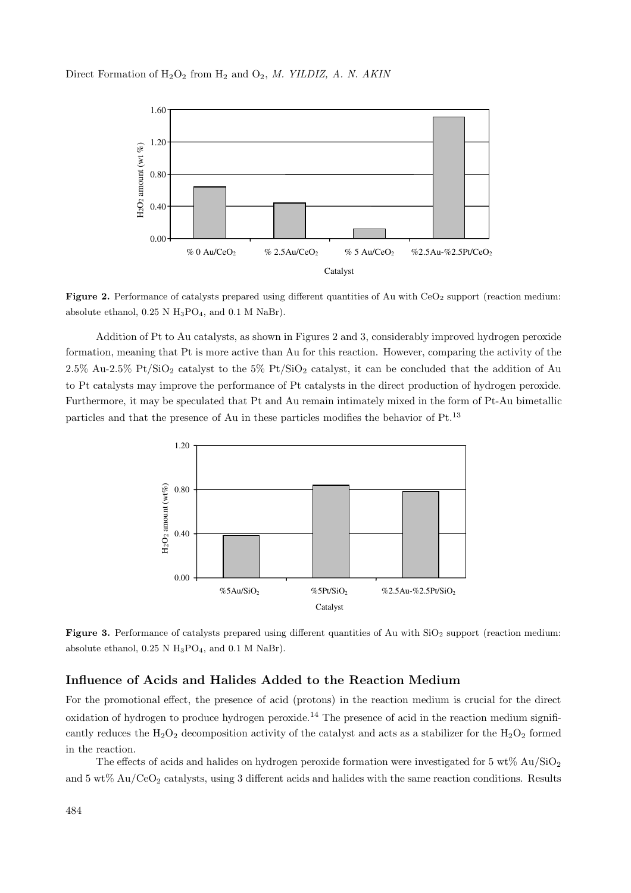Figure 2. Performance of catalysts prepared using different quantities of Au with $CeO_2$ support (reaction medium: absolute ethanol, 0.25 N $H_3PO_4$, and 0.1 M NaBr).

Addition of Pt to Au catalysts, as shown in Figures 2 and 3, considerably improved hydrogen peroxide formation, meaning that Pt is more active than Au for this reaction. However, comparing the activity of the 2.5% Au-2.5% Pt/$SiO_2$ catalyst to the 5% Pt/$SiO_2$ catalyst, it can be concluded that the addition of Au to Pt catalysts may improve the performance of Pt catalysts in the direct production of hydrogen peroxide. Furthermore, it may be speculated that Pt and Au remain intimately mixed in the form of Pt-Au bimetallic particles and that the presence of Au in these particles modifies the behavior of Pt.[13]

Figure 3. Performance of catalysts prepared using different quantities of Au with $SiO_2$ support (reaction medium: absolute ethanol, 0.25 N $H_3PO_4$, and 0.1 M NaBr).

## Influence of Acids and Halides Added to the Reaction Medium

For the promotional effect, the presence of acid (protons) in the reaction medium is crucial for the direct oxidation of hydrogen to produce hydrogen peroxide.[14] The presence of acid in the reaction medium significantly reduces the $H_2O_2$ decomposition activity of the catalyst and acts as a stabilizer for the $H_2O_2$ formed in the reaction.

The effects of acids and halides on hydrogen peroxide formation were investigated for 5 wt% Au/$SiO_2$ and 5 wt% Au/$CeO_2$ catalysts, using 3 different acids and halides with the same reaction conditions. Results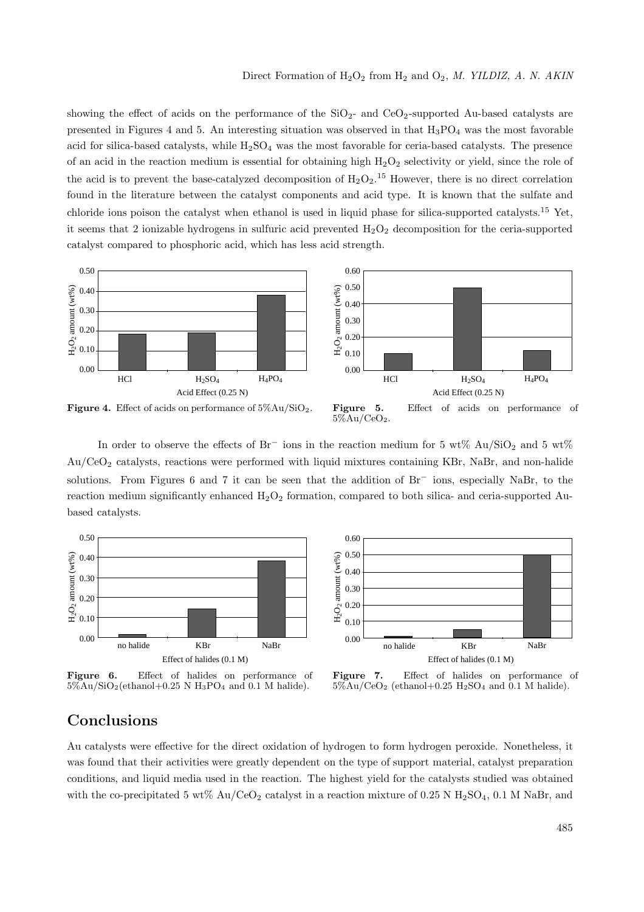showing the effect of acids on the performance of the $SiO_2$- and $CeO_2$-supported Au-based catalysts are presented in Figures 4 and 5. An interesting situation was observed in that $H_3PO_4$ was the most favorable acid for silica-based catalysts, while $H_2SO_4$ was the most favorable for ceria-based catalysts. The presence of an acid in the reaction medium is essential for obtaining high $H_2O_2$ selectivity or yield, since the role of the acid is to prevent the base-catalyzed decomposition of $H_2O_2$.[15] However, there is no direct correlation found in the literature between the catalyst components and acid type. It is known that the sulfate and chloride ions poison the catalyst when ethanol is used in liquid phase for silica-supported catalysts.[15] Yet, it seems that 2 ionizable hydrogens in sulfuric acid prevented $H_2O_2$ decomposition for the ceria-supported catalyst compared to phosphoric acid, which has less acid strength.

**Figure 4.** Effect of acids on performance of $5\%Au/SiO_2$.

**Figure 5.** Effect of acids on performance of $5\%Au/CeO_2$.

In order to observe the effects of $Br^-$ ions in the reaction medium for 5 wt% $Au/SiO_2$ and 5 wt% $Au/CeO_2$ catalysts, reactions were performed with liquid mixtures containing KBr, NaBr, and non-halide solutions. From Figures 6 and 7 it can be seen that the addition of $Br^-$ ions, especially NaBr, to the reaction medium significantly enhanced $H_2O_2$ formation, compared to both silica- and ceria-supported Au-based catalysts.

**Figure 6.** Effect of halides on performance of $5\%Au/SiO_2$(ethanol+0.25 N $H_3PO_4$ and 0.1 M halide).

**Figure 7.** Effect of halides on performance of $5\%Au/CeO_2$ (ethanol+0.25 $H_2SO_4$ and 0.1 M halide).

## Conclusions

Au catalysts were effective for the direct oxidation of hydrogen to form hydrogen peroxide. Nonetheless, it was found that their activities were greatly dependent on the type of support material, catalyst preparation conditions, and liquid media used in the reaction. The highest yield for the catalysts studied was obtained with the co-precipitated 5 wt% $Au/CeO_2$ catalyst in a reaction mixture of 0.25 N $H_2SO_4$, 0.1 M NaBr, and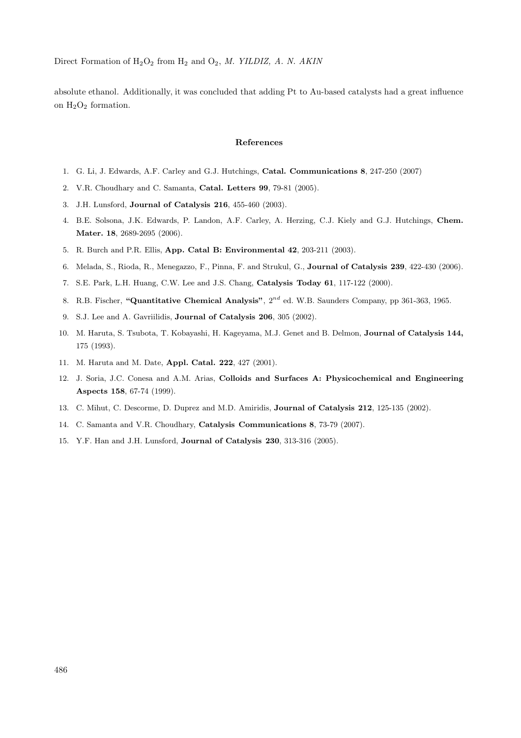absolute ethanol. Additionally, it was concluded that adding Pt to Au-based catalysts had a great influence on $H_2O_2$ formation.

## References

1. G. Li, J. Edwards, A.F. Carley and G.J. Hutchings, **Catal. Communications 8**, 247-250 (2007)
2. V.R. Choudhary and C. Samanta, **Catal. Letters 99**, 79-81 (2005).
3. J.H. Lunsford, **Journal of Catalysis 216**, 455-460 (2003).
4. B.E. Solsona, J.K. Edwards, P. Landon, A.F. Carley, A. Herzing, C.J. Kiely and G.J. Hutchings, **Chem. Mater. 18**, 2689-2695 (2006).
5. R. Burch and P.R. Ellis, **App. Catal B: Environmental 42**, 203-211 (2003).
6. Melada, S., Rioda, R., Menegazzo, F., Pinna, F. and Strukul, G., **Journal of Catalysis 239**, 422-430 (2006).
7. S.E. Park, L.H. Huang, C.W. Lee and J.S. Chang, **Catalysis Today 61**, 117-122 (2000).
8. R.B. Fischer, **"Quantitative Chemical Analysis"**, $2^{nd}$ ed. W.B. Saunders Company, pp 361-363, 1965.
9. S.J. Lee and A. Gavriilidis, **Journal of Catalysis 206**, 305 (2002).
10. M. Haruta, S. Tsubota, T. Kobayashi, H. Kageyama, M.J. Genet and B. Delmon, **Journal of Catalysis 144,** 175 (1993).
11. M. Haruta and M. Date, **Appl. Catal. 222**, 427 (2001).
12. J. Soria, J.C. Conesa and A.M. Arias, **Colloids and Surfaces A: Physicochemical and Engineering Aspects 158**, 67-74 (1999).
13. C. Mihut, C. Descorme, D. Duprez and M.D. Amiridis, **Journal of Catalysis 212**, 125-135 (2002).
14. C. Samanta and V.R. Choudhary, **Catalysis Communications 8**, 73-79 (2007).
15. Y.F. Han and J.H. Lunsford, **Journal of Catalysis 230**, 313-316 (2005).